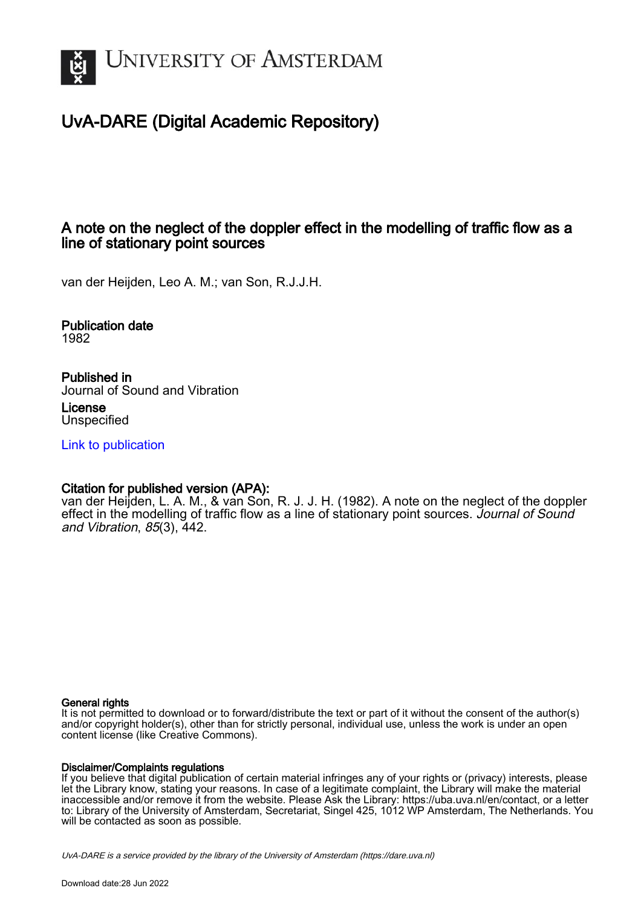# UNIVERSITY OF AMSTERDAM

## UvA-DARE (Digital Academic Repository)

# A note on the neglect of the doppler effect in the modelling of traffic flow as a line of stationary point sources

van der Heijden, Leo A. M.; van Son, R.J.J.H.

**Publication date**
1982

**Published in**
Journal of Sound and Vibration

**License**
Unspecified

Link to publication

**Citation for published version (APA):**
van der Heijden, L. A. M., & van Son, R. J. J. H. (1982). A note on the neglect of the doppler effect in the modelling of traffic flow as a line of stationary point sources. *Journal of Sound and Vibration*, *85*(3), 442.

**General rights**
It is not permitted to download or to forward/distribute the text or part of it without the consent of the author(s) and/or copyright holder(s), other than for strictly personal, individual use, unless the work is under an open content license (like Creative Commons).

**Disclaimer/Complaints regulations**
If you believe that digital publication of certain material infringes any of your rights or (privacy) interests, please let the Library know, stating your reasons. In case of a legitimate complaint, the Library will make the material inaccessible and/or remove it from the website. Please Ask the Library: https://uba.uva.nl/en/contact, or a letter to: Library of the University of Amsterdam, Secretariat, Singel 425, 1012 WP Amsterdam, The Netherlands. You will be contacted as soon as possible.

UvA-DARE is a service provided by the library of the University of Amsterdam (https://dare.uva.nl)

Download date:28 Jun 2022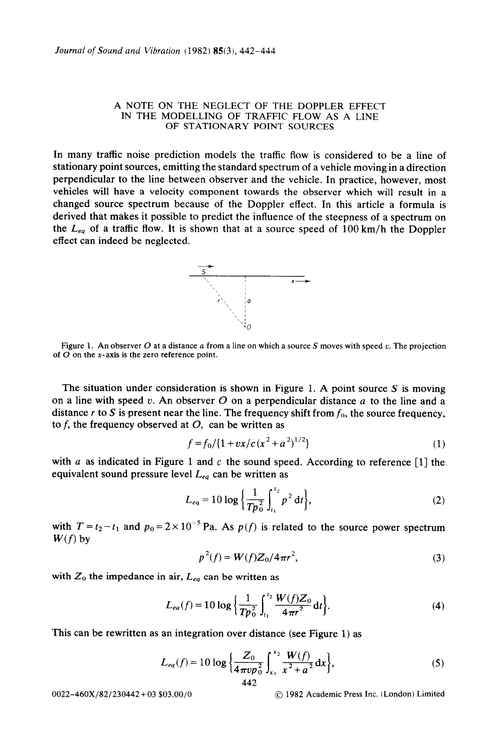# A NOTE ON THE NEGLECT OF THE DOPPLER EFFECT IN THE MODELLING OF TRAFFIC FLOW AS A LINE OF STATIONARY POINT SOURCES

In many traffic noise prediction models the traffic flow is considered to be a line of stationary point sources, emitting the standard spectrum of a vehicle moving in a direction perpendicular to the line between observer and the vehicle. In practice, however, most vehicles will have a velocity component towards the observer which will result in a changed source spectrum because of the Doppler effect. In this article a formula is derived that makes it possible to predict the influence of the steepness of a spectrum on the $L_{eq}$ of a traffic flow. It is shown that at a source speed of 100 km/h the Doppler effect can indeed be neglected.

Figure 1. An observer $O$ at a distance $a$ from a line on which a source $S$ moves with speed $v$. The projection of $O$ on the $x$-axis is the zero reference point.

The situation under consideration is shown in Figure 1. A point source $S$ is moving on a line with speed $v$. An observer $O$ on a perpendicular distance $a$ to the line and a distance $r$ to $S$ is present near the line. The frequency shift from $f_0$, the source frequency, to $f$, the frequency observed at $O$, can be written as

$$f = f_0/\{1 + vx/c(x^2+a^2)^{1/2}\} \tag{1}$$

with $a$ as indicated in Figure 1 and $c$ the sound speed. According to reference [1] the equivalent sound pressure level $L_{eq}$ can be written as

$$L_{eq} = 10 \log \left\{ \frac{1}{Tp_0^2} \int_{t_1}^{t_2} p^2 \, \mathrm{d}t \right\}, \tag{2}$$

with $T = t_2 - t_1$ and $p_0 = 2 \times 10^{-5}$ Pa. As $p(f)$ is related to the source power spectrum $W(f)$ by

$$p^2(f) = W(f) Z_0 / 4\pi r^2, \tag{3}$$

with $Z_0$ the impedance in air, $L_{eq}$ can be written as

$$L_{eq}(f) = 10 \log \left\{ \frac{1}{Tp_0^2} \int_{t_1}^{t_2} \frac{W(f) Z_0}{4\pi r^2} \, \mathrm{d}t \right\}. \tag{4}$$

This can be rewritten as an integration over distance (see Figure 1) as

$$L_{eq}(f) = 10 \log \left\{ \frac{Z_0}{4\pi v p_0^2} \int_{x_1}^{x_2} \frac{W(f)}{x^2 + a^2} \, \mathrm{d}x \right\}, \tag{5}$$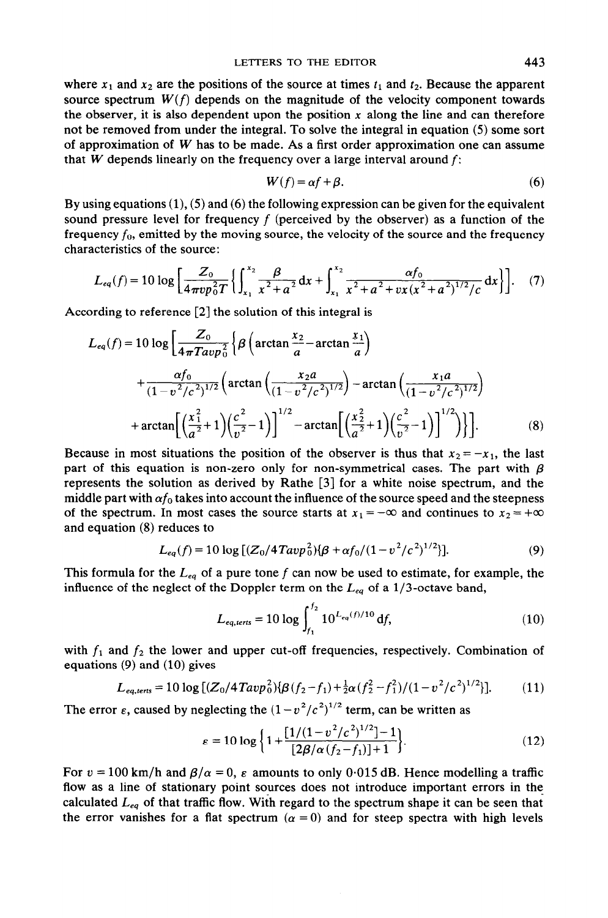where $x_1$ and $x_2$ are the positions of the source at times $t_1$ and $t_2$. Because the apparent source spectrum $W(f)$ depends on the magnitude of the velocity component towards the observer, it is also dependent upon the position $x$ along the line and can therefore not be removed from under the integral. To solve the integral in equation (5) some sort of approximation of $W$ has to be made. As a first order approximation one can assume that $W$ depends linearly on the frequency over a large interval around $f$:

$$W(f) = \alpha f + \beta. \tag{6}$$

By using equations (1), (5) and (6) the following expression can be given for the equivalent sound pressure level for frequency $f$ (perceived by the observer) as a function of the frequency $f_0$, emitted by the moving source, the velocity of the source and the frequency characteristics of the source:

$$L_{eq}(f) = 10 \log \left[ \frac{Z_0}{4\pi v p_0^2 T} \left\{ \int_{x_1}^{x_2} \frac{\beta}{x^2 + a^2} \, dx + \int_{x_1}^{x_2} \frac{\alpha f_0}{x^2 + a^2 + vx(x^2 + a^2)^{1/2}/c} \, dx \right\} \right]. \tag{7}$$

According to reference [2] the solution of this integral is

$$\begin{aligned} L_{eq}(f) = 10 \log \Bigg[ \frac{Z_0}{4\pi T a v p_0^2} \Bigg\{ & \beta \left( \arctan \frac{x_2}{a} - \arctan \frac{x_1}{a} \right) \\ & + \frac{\alpha f_0}{(1 - v^2/c^2)^{1/2}} \left( \arctan \left( \frac{x_2 a}{(1 - v^2/c^2)^{1/2}} \right) - \arctan \left( \frac{x_1 a}{(1 - v^2/c^2)^{1/2}} \right) \right. \\ & \left. + \arctan \left[ \left( \frac{x_1^2}{a^2} + 1 \right) \left( \frac{c^2}{v^2} - 1 \right) \right]^{1/2} - \arctan \left[ \left( \frac{x_2^2}{a^2} + 1 \right) \left( \frac{c^2}{v^2} - 1 \right) \right]^{1/2} \right) \Bigg\} \Bigg]. \end{aligned} \tag{8}$$

Because in most situations the position of the observer is thus that $x_2 = -x_1$, the last part of this equation is non-zero only for non-symmetrical cases. The part with $\beta$ represents the solution as derived by Rathe [3] for a white noise spectrum, and the middle part with $\alpha f_0$ takes into account the influence of the source speed and the steepness of the spectrum. In most cases the source starts at $x_1 = -\infty$ and continues to $x_2 = +\infty$ and equation (8) reduces to

$$L_{eq}(f) = 10 \log \left[ (Z_0 / 4 T a v p_0^2) \{ \beta + \alpha f_0 / (1 - v^2/c^2)^{1/2} \} \right]. \tag{9}$$

This formula for the $L_{eq}$ of a pure tone $f$ can now be used to estimate, for example, the influence of the neglect of the Doppler term on the $L_{eq}$ of a 1/3-octave band,

$$L_{eq,\text{terts}} = 10 \log \int_{f_1}^{f_2} 10^{L_{eq}(f)/10} \, df, \tag{10}$$

with $f_1$ and $f_2$ the lower and upper cut-off frequencies, respectively. Combination of equations (9) and (10) gives

$$L_{eq,\text{terts}} = 10 \log \left[ (Z_0 / 4 T a v p_0^2) \{ \beta (f_2 - f_1) + \tfrac{1}{2} \alpha (f_2^2 - f_1^2) / (1 - v^2/c^2)^{1/2} \} \right]. \tag{11}$$

The error $\varepsilon$, caused by neglecting the $(1 - v^2/c^2)^{1/2}$ term, can be written as

$$\varepsilon = 10 \log \left\{ 1 + \frac{[1/(1 - v^2/c^2)^{1/2}] - 1}{[2\beta / \alpha (f_2 - f_1)] + 1} \right\}. \tag{12}$$

For $v = 100$ km/h and $\beta/\alpha = 0$, $\varepsilon$ amounts to only 0·015 dB. Hence modelling a traffic flow as a line of stationary point sources does not introduce important errors in the calculated $L_{eq}$ of that traffic flow. With regard to the spectrum shape it can be seen that the error vanishes for a flat spectrum ($\alpha = 0$) and for steep spectra with high levels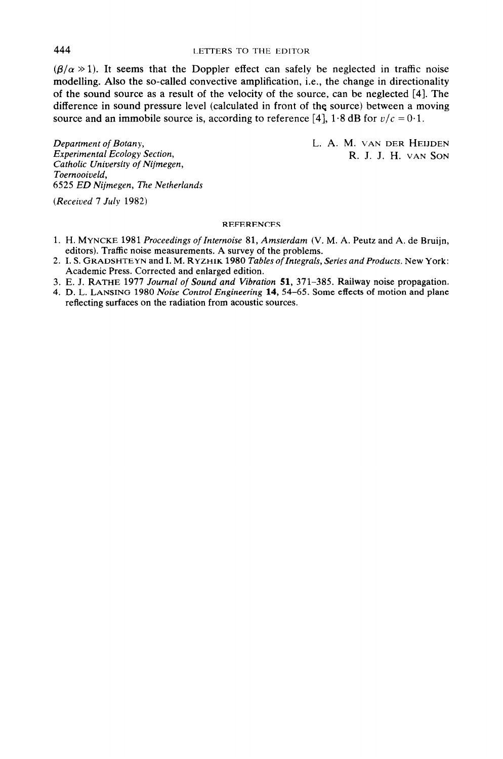($\beta/\alpha \gg 1$). It seems that the Doppler effect can safely be neglected in traffic noise modelling. Also the so-called convective amplification, i.e., the change in directionality of the sound source as a result of the velocity of the source, can be neglected [4]. The difference in sound pressure level (calculated in front of the source) between a moving source and an immobile source is, according to reference [4], 1·8 dB for $v/c = 0{\cdot}1$.

*Department of Botany,*
*Experimental Ecology Section,*
*Catholic University of Nijmegen,*
*Toernooiveld,*
*6525 ED Nijmegen, The Netherlands*

L. A. M. VAN DER HEIJDEN
R. J. J. H. VAN SON

*(Received 7 July 1982)*

## REFERENCES

1. H. MYNCKE 1981 *Proceedings of Internoise 81, Amsterdam* (V. M. A. Peutz and A. de Bruijn, editors). Traffic noise measurements. A survey of the problems.
2. I. S. GRADSHTEYN and I. M. RYZHIK 1980 *Tables of Integrals, Series and Products.* New York: Academic Press. Corrected and enlarged edition.
3. E. J. RATHE 1977 *Journal of Sound and Vibration* **51**, 371–385. Railway noise propagation.
4. D. L. LANSING 1980 *Noise Control Engineering* **14**, 54–65. Some effects of motion and plane reflecting surfaces on the radiation from acoustic sources.